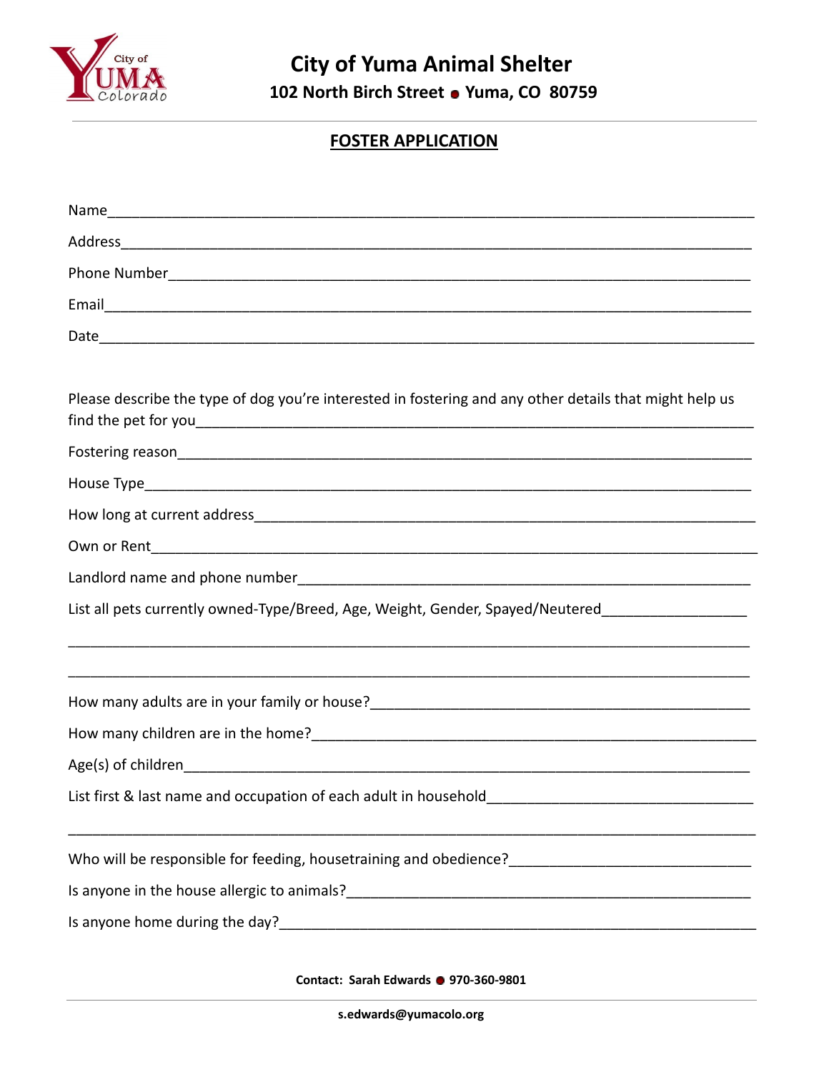# City of Yuma Animal Shelter

**102 North Birch Street • Yuma, CO 80759**

## FOSTER APPLICATION

Name\_\_\_\_\_\_\_\_\_\_\_\_\_\_\_\_\_\_\_\_\_\_\_\_\_\_\_\_\_\_\_\_\_\_\_\_\_\_\_\_\_\_\_\_\_\_\_\_\_\_\_\_\_\_\_\_

Address\_\_\_\_\_\_\_\_\_\_\_\_\_\_\_\_\_\_\_\_\_\_\_\_\_\_\_\_\_\_\_\_\_\_\_\_\_\_\_\_\_\_\_\_\_\_\_\_\_\_\_\_\_\_

Phone Number\_\_\_\_\_\_\_\_\_\_\_\_\_\_\_\_\_\_\_\_\_\_\_\_\_\_\_\_\_\_\_\_\_\_\_\_\_\_\_\_\_\_\_\_\_\_\_\_\_\_

Email\_\_\_\_\_\_\_\_\_\_\_\_\_\_\_\_\_\_\_\_\_\_\_\_\_\_\_\_\_\_\_\_\_\_\_\_\_\_\_\_\_\_\_\_\_\_\_\_\_\_\_\_\_\_\_\_

Date\_\_\_\_\_\_\_\_\_\_\_\_\_\_\_\_\_\_\_\_\_\_\_\_\_\_\_\_\_\_\_\_\_\_\_\_\_\_\_\_\_\_\_\_\_\_\_\_\_\_\_\_\_\_\_\_

Please describe the type of dog you're interested in fostering and any other details that might help us find the pet for you\_\_\_\_\_\_\_\_\_\_\_\_\_\_\_\_\_\_\_\_\_\_\_\_\_\_\_\_\_\_\_\_\_\_\_\_\_\_\_\_

Fostering reason\_\_\_\_\_\_\_\_\_\_\_\_\_\_\_\_\_\_\_\_\_\_\_\_\_\_\_\_\_\_\_\_\_\_\_\_\_\_\_\_\_\_\_\_\_\_\_\_\_\_

House Type\_\_\_\_\_\_\_\_\_\_\_\_\_\_\_\_\_\_\_\_\_\_\_\_\_\_\_\_\_\_\_\_\_\_\_\_\_\_\_\_\_\_\_\_\_\_\_\_\_\_\_\_\_

How long at current address\_\_\_\_\_\_\_\_\_\_\_\_\_\_\_\_\_\_\_\_\_\_\_\_\_\_\_\_\_\_\_\_\_\_\_\_\_\_\_\_\_

Own or Rent\_\_\_\_\_\_\_\_\_\_\_\_\_\_\_\_\_\_\_\_\_\_\_\_\_\_\_\_\_\_\_\_\_\_\_\_\_\_\_\_\_\_\_\_\_\_\_\_\_\_\_\_\_

Landlord name and phone number\_\_\_\_\_\_\_\_\_\_\_\_\_\_\_\_\_\_\_\_\_\_\_\_\_\_\_\_\_\_\_\_\_\_\_\_\_\_

List all pets currently owned-Type/Breed, Age, Weight, Gender, Spayed/Neutered\_\_\_\_\_\_\_\_\_\_\_\_

\_\_\_\_\_\_\_\_\_\_\_\_\_\_\_\_\_\_\_\_\_\_\_\_\_\_\_\_\_\_\_\_\_\_\_\_\_\_\_\_\_\_\_\_\_\_\_\_\_\_\_\_\_\_\_\_\_\_\_\_\_\_

\_\_\_\_\_\_\_\_\_\_\_\_\_\_\_\_\_\_\_\_\_\_\_\_\_\_\_\_\_\_\_\_\_\_\_\_\_\_\_\_\_\_\_\_\_\_\_\_\_\_\_\_\_\_\_\_\_\_\_\_\_\_

How many adults are in your family or house?\_\_\_\_\_\_\_\_\_\_\_\_\_\_\_\_\_\_\_\_\_\_\_\_\_\_\_\_\_\_\_\_\_

How many children are in the home?\_\_\_\_\_\_\_\_\_\_\_\_\_\_\_\_\_\_\_\_\_\_\_\_\_\_\_\_\_\_\_\_\_\_\_\_\_\_

Age(s) of children\_\_\_\_\_\_\_\_\_\_\_\_\_\_\_\_\_\_\_\_\_\_\_\_\_\_\_\_\_\_\_\_\_\_\_\_\_\_\_\_\_\_\_\_\_\_\_\_\_\_

List first & last name and occupation of each adult in household\_\_\_\_\_\_\_\_\_\_\_\_\_\_\_\_\_\_\_\_\_\_\_

\_\_\_\_\_\_\_\_\_\_\_\_\_\_\_\_\_\_\_\_\_\_\_\_\_\_\_\_\_\_\_\_\_\_\_\_\_\_\_\_\_\_\_\_\_\_\_\_\_\_\_\_\_\_\_\_\_\_\_\_\_\_

Who will be responsible for feeding, housetraining and obedience?\_\_\_\_\_\_\_\_\_\_\_\_\_\_\_\_\_\_\_\_\_

Is anyone in the house allergic to animals?\_\_\_\_\_\_\_\_\_\_\_\_\_\_\_\_\_\_\_\_\_\_\_\_\_\_\_\_\_\_\_\_\_\_\_

Is anyone home during the day?\_\_\_\_\_\_\_\_\_\_\_\_\_\_\_\_\_\_\_\_\_\_\_\_\_\_\_\_\_\_\_\_\_\_\_\_\_\_\_\_

**Contact: Sarah Edwards • 970-360-9801**

**s.edwards@yumacolo.org**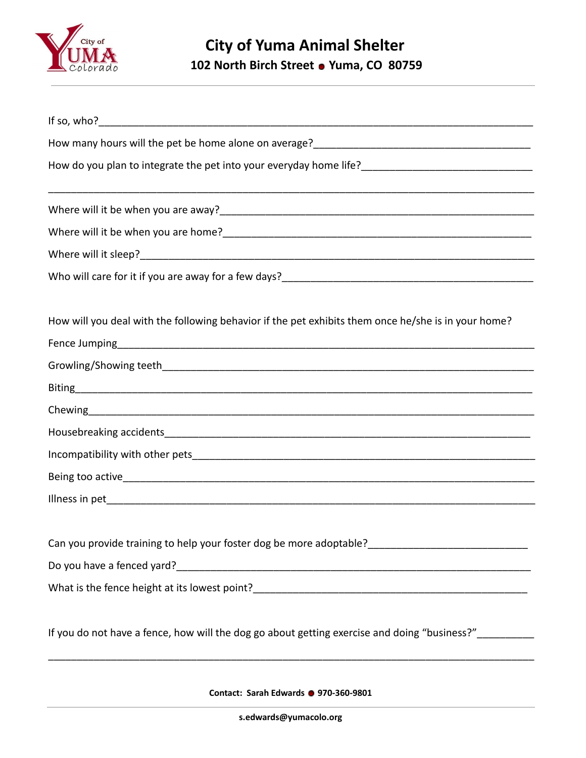If so, who?______________________________________________________________________________

How many hours will the pet be home alone on average?_______________________________________

How do you plan to integrate the pet into your everyday home life?_____________________________

_________________________________________________________________________________________

Where will it be when you are away?________________________________________________________

Where will it be when you are home?_______________________________________________________

Where will it sleep?______________________________________________________________________

Who will care for it if you are away for a few days?__________________________________________

How will you deal with the following behavior if the pet exhibits them once he/she is in your home?

Fence Jumping__________________________________________________________________________

Growling/Showing teeth__________________________________________________________________

Biting_________________________________________________________________________________

Chewing_______________________________________________________________________________

Housebreaking accidents__________________________________________________________________

Incompatibility with other pets_____________________________________________________________

Being too active_________________________________________________________________________

Illness in pet____________________________________________________________________________

Can you provide training to help your foster dog be more adoptable?___________________________

Do you have a fenced yard?________________________________________________________________

What is the fence height at its lowest point?_________________________________________________

If you do not have a fence, how will the dog go about getting exercise and doing "business?"_________

_________________________________________________________________________________________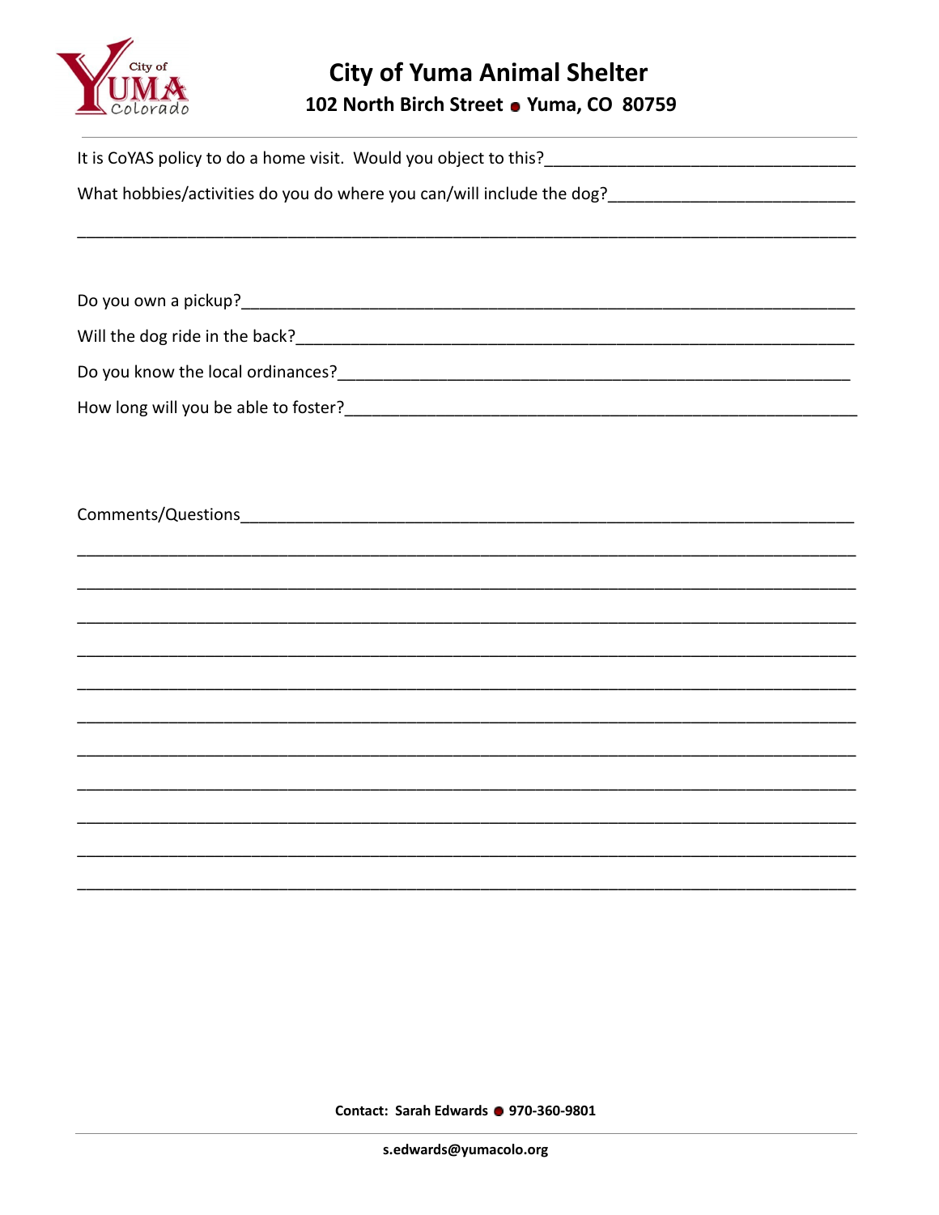# City of Yuma Animal Shelter

**102 North Birch Street ● Yuma, CO 80759**

It is CoYAS policy to do a home visit. Would you object to this?\_\_\_\_\_\_\_\_\_\_\_\_\_\_\_\_\_\_\_\_\_\_\_\_\_\_\_\_\_\_\_\_\_\_

What hobbies/activities do you do where you can/will include the dog?\_\_\_\_\_\_\_\_\_\_\_\_\_\_\_\_\_\_\_\_\_\_\_\_\_\_\_

\_\_\_\_\_\_\_\_\_\_\_\_\_\_\_\_\_\_\_\_\_\_\_\_\_\_\_\_\_\_\_\_\_\_\_\_\_\_\_\_\_\_\_\_\_\_\_\_\_\_\_\_\_\_\_\_\_\_\_\_\_\_\_\_\_\_\_\_\_\_\_\_\_\_\_\_\_\_\_\_\_\_\_\_

Do you own a pickup?\_\_\_\_\_\_\_\_\_\_\_\_\_\_\_\_\_\_\_\_\_\_\_\_\_\_\_\_\_\_\_\_\_\_\_\_\_\_\_\_\_\_\_\_\_\_\_\_\_\_\_\_\_\_\_\_\_\_\_\_\_\_\_\_\_\_\_\_

Will the dog ride in the back?\_\_\_\_\_\_\_\_\_\_\_\_\_\_\_\_\_\_\_\_\_\_\_\_\_\_\_\_\_\_\_\_\_\_\_\_\_\_\_\_\_\_\_\_\_\_\_\_\_\_\_\_\_\_\_\_\_\_\_\_\_

Do you know the local ordinances?\_\_\_\_\_\_\_\_\_\_\_\_\_\_\_\_\_\_\_\_\_\_\_\_\_\_\_\_\_\_\_\_\_\_\_\_\_\_\_\_\_\_\_\_\_\_\_\_\_\_\_\_\_\_\_\_

How long will you be able to foster?\_\_\_\_\_\_\_\_\_\_\_\_\_\_\_\_\_\_\_\_\_\_\_\_\_\_\_\_\_\_\_\_\_\_\_\_\_\_\_\_\_\_\_\_\_\_\_\_\_\_\_\_\_\_\_\_

Comments/Questions\_\_\_\_\_\_\_\_\_\_\_\_\_\_\_\_\_\_\_\_\_\_\_\_\_\_\_\_\_\_\_\_\_\_\_\_\_\_\_\_\_\_\_\_\_\_\_\_\_\_\_\_\_\_\_\_\_\_\_\_\_\_\_\_\_\_\_

\_\_\_\_\_\_\_\_\_\_\_\_\_\_\_\_\_\_\_\_\_\_\_\_\_\_\_\_\_\_\_\_\_\_\_\_\_\_\_\_\_\_\_\_\_\_\_\_\_\_\_\_\_\_\_\_\_\_\_\_\_\_\_\_\_\_\_\_\_\_\_\_\_\_\_\_\_\_\_\_\_\_\_\_

\_\_\_\_\_\_\_\_\_\_\_\_\_\_\_\_\_\_\_\_\_\_\_\_\_\_\_\_\_\_\_\_\_\_\_\_\_\_\_\_\_\_\_\_\_\_\_\_\_\_\_\_\_\_\_\_\_\_\_\_\_\_\_\_\_\_\_\_\_\_\_\_\_\_\_\_\_\_\_\_\_\_\_\_

\_\_\_\_\_\_\_\_\_\_\_\_\_\_\_\_\_\_\_\_\_\_\_\_\_\_\_\_\_\_\_\_\_\_\_\_\_\_\_\_\_\_\_\_\_\_\_\_\_\_\_\_\_\_\_\_\_\_\_\_\_\_\_\_\_\_\_\_\_\_\_\_\_\_\_\_\_\_\_\_\_\_\_\_

\_\_\_\_\_\_\_\_\_\_\_\_\_\_\_\_\_\_\_\_\_\_\_\_\_\_\_\_\_\_\_\_\_\_\_\_\_\_\_\_\_\_\_\_\_\_\_\_\_\_\_\_\_\_\_\_\_\_\_\_\_\_\_\_\_\_\_\_\_\_\_\_\_\_\_\_\_\_\_\_\_\_\_\_

\_\_\_\_\_\_\_\_\_\_\_\_\_\_\_\_\_\_\_\_\_\_\_\_\_\_\_\_\_\_\_\_\_\_\_\_\_\_\_\_\_\_\_\_\_\_\_\_\_\_\_\_\_\_\_\_\_\_\_\_\_\_\_\_\_\_\_\_\_\_\_\_\_\_\_\_\_\_\_\_\_\_\_\_

\_\_\_\_\_\_\_\_\_\_\_\_\_\_\_\_\_\_\_\_\_\_\_\_\_\_\_\_\_\_\_\_\_\_\_\_\_\_\_\_\_\_\_\_\_\_\_\_\_\_\_\_\_\_\_\_\_\_\_\_\_\_\_\_\_\_\_\_\_\_\_\_\_\_\_\_\_\_\_\_\_\_\_\_

\_\_\_\_\_\_\_\_\_\_\_\_\_\_\_\_\_\_\_\_\_\_\_\_\_\_\_\_\_\_\_\_\_\_\_\_\_\_\_\_\_\_\_\_\_\_\_\_\_\_\_\_\_\_\_\_\_\_\_\_\_\_\_\_\_\_\_\_\_\_\_\_\_\_\_\_\_\_\_\_\_\_\_\_

\_\_\_\_\_\_\_\_\_\_\_\_\_\_\_\_\_\_\_\_\_\_\_\_\_\_\_\_\_\_\_\_\_\_\_\_\_\_\_\_\_\_\_\_\_\_\_\_\_\_\_\_\_\_\_\_\_\_\_\_\_\_\_\_\_\_\_\_\_\_\_\_\_\_\_\_\_\_\_\_\_\_\_\_

\_\_\_\_\_\_\_\_\_\_\_\_\_\_\_\_\_\_\_\_\_\_\_\_\_\_\_\_\_\_\_\_\_\_\_\_\_\_\_\_\_\_\_\_\_\_\_\_\_\_\_\_\_\_\_\_\_\_\_\_\_\_\_\_\_\_\_\_\_\_\_\_\_\_\_\_\_\_\_\_\_\_\_\_

\_\_\_\_\_\_\_\_\_\_\_\_\_\_\_\_\_\_\_\_\_\_\_\_\_\_\_\_\_\_\_\_\_\_\_\_\_\_\_\_\_\_\_\_\_\_\_\_\_\_\_\_\_\_\_\_\_\_\_\_\_\_\_\_\_\_\_\_\_\_\_\_\_\_\_\_\_\_\_\_\_\_\_\_

\_\_\_\_\_\_\_\_\_\_\_\_\_\_\_\_\_\_\_\_\_\_\_\_\_\_\_\_\_\_\_\_\_\_\_\_\_\_\_\_\_\_\_\_\_\_\_\_\_\_\_\_\_\_\_\_\_\_\_\_\_\_\_\_\_\_\_\_\_\_\_\_\_\_\_\_\_\_\_\_\_\_\_\_

\_\_\_\_\_\_\_\_\_\_\_\_\_\_\_\_\_\_\_\_\_\_\_\_\_\_\_\_\_\_\_\_\_\_\_\_\_\_\_\_\_\_\_\_\_\_\_\_\_\_\_\_\_\_\_\_\_\_\_\_\_\_\_\_\_\_\_\_\_\_\_\_\_\_\_\_\_\_\_\_\_\_\_\_

**Contact: Sarah Edwards ● 970-360-9801**

**s.edwards@yumacolo.org**